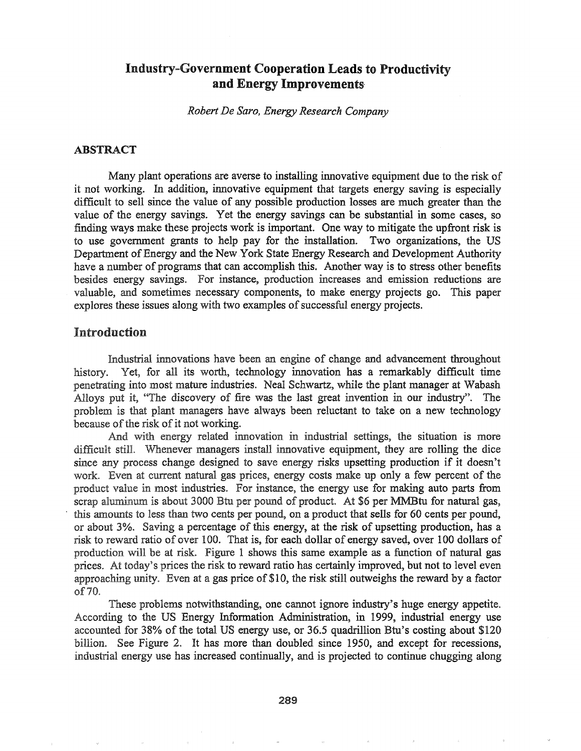# Industry-Government Cooperation Leads to Productivity and Energy Improvements

*Robert De Saro, Energy Research Company*

## ABSTRACT

Many plant operations are averse to installing innovative equipment due to the risk of it not working. In addition, innovative equipment that targets energy saving is especially difficult to sell since the value of any possible production losses are much greater than the value of the energy savings. Yet the energy savings can be substantial in some cases, so finding ways make these projects work is important. One way to mitigate the upfront risk is to use government grants to help pay for the installation. Two organizations, the US Department of Energy and the New York State Energy Research and Development Authority have a number of programs that can accomplish this. Another way is to stress other benefits besides energy savings. For instance, production increases and emission reductions are valuable, and sometimes necessary components, to make energy projects go. This paper explores these issues along with two examples of successful energy projects.

## Introduction

Industrial innovations have been an engine of change and advancement throughout history. Yet, for all its worth, technology innovation has a remarkably difficult time penetrating into most mature industries. Neal Schwartz, while the plant manager at Wabash Alloys put it, "The discovery of fire was the last great invention in our industry". The problem is that plant managers have always been reluctant to take on a new technology because of the risk of it not working.

And with energy related innovation in industrial settings, the situation is more difficult still. Whenever managers install innovative equipment, they are rolling the dice since any process change designed to save energy risks upsetting production if it doesn't work. Even at current natural gas prices, energy costs make up only a few percent of the product value in most industries. For instance, the energy use for making auto parts from scrap aluminum is about 3000 Btu per pound of product. At $6 per MMBtu for natural gas, this amounts to less than two cents per pound, on a product that sells for 60 cents per pound, or about 3%. Saving a percentage of this energy, at the risk of upsetting production, has a risk to reward ratio of over 100. That is, for each dollar of energy saved, over 100 dollars of production will be at risk. Figure 1 shows this same example as a function of natural gas prices. At today's prices the risk to reward ratio has certainly improved, but not to level even approaching unity. Even at a gas price of $10, the risk still outweighs the reward by a factor of 70.

These problems notwithstanding, one cannot ignore industry's huge energy appetite. According to the US Energy Information Administration, in 1999, industrial energy use accounted for 38% of the total US energy use, or 36.5 quadrillion Btu's costing about $120 billion. See Figure 2. It has more than doubled since 1950, and except for recessions, industrial energy use has increased continually, and is projected to continue chugging along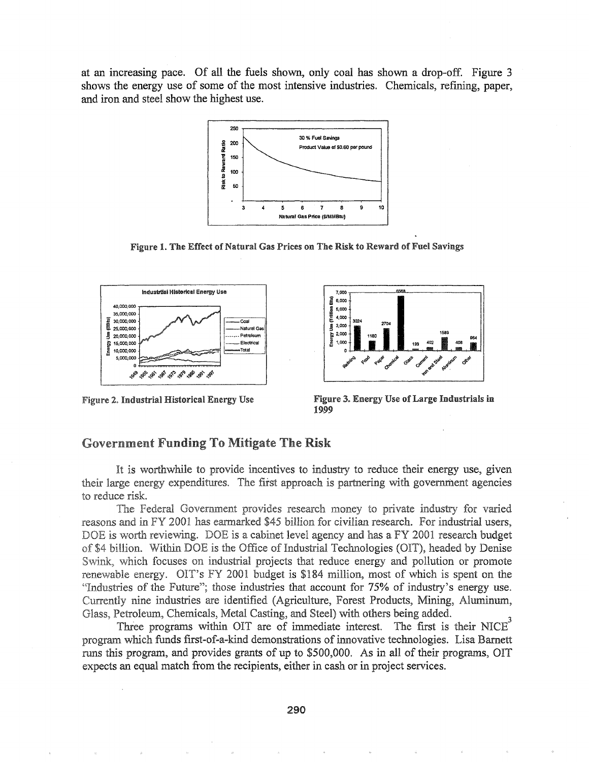at an increasing pace. Of all the fuels shown, only coal has shown a drop-off. Figure 3 shows the energy use of some of the most intensive industries. Chemicals, refining, paper, and iron and steel show the highest use.

Risk to Reward Ratio

250
200
150
100
50

30 % Fuel Savings
Product Value of $0.60 per pound

3 4 5 6 7 8 9 10
Natural Gas Price ($/MMBtu)

**Figure 1. The Effect of Natural Gas Prices on The Risk to Reward of Fuel Savings**

Industrial Historical Energy Use

Energy Use (BBtu)

40,000,000
35,000,000
30,000,000
25,000,000
20,000,000
15,000,000
10,000,000
5,000,000
0

1949 1955 1961 1967 1973 1979 1985 1991 1997

Coal
Natural Gas
Petroleum
Electrical
Total

**Figure 2. Industrial Historical Energy Use**

Energy Use (Trillion Btu)

7,000
6,000
5,000
4,000
3,000
2,000
1,000
0

3024 1180 2704 6568 199 402 1589 408 984

Refining Food Paper Chemical Glass Cement Iron and Steel Aluminum Other

**Figure 3. Energy Use of Large Industrials in 1999**

## Government Funding To Mitigate The Risk

It is worthwhile to provide incentives to industry to reduce their energy use, given their large energy expenditures. The first approach is partnering with government agencies to reduce risk.

The Federal Government provides research money to private industry for varied reasons and in FY 2001 has earmarked $45 billion for civilian research. For industrial users, DOE is worth reviewing. DOE is a cabinet level agency and has a FY 2001 research budget of $4 billion. Within DOE is the Office of Industrial Technologies (OIT), headed by Denise Swink, which focuses on industrial projects that reduce energy and pollution or promote renewable energy. OIT's FY 2001 budget is $184 million, most of which is spent on the "Industries of the Future"; those industries that account for 75% of industry's energy use. Currently nine industries are identified (Agriculture, Forest Products, Mining, Aluminum, Glass, Petroleum, Chemicals, Metal Casting, and Steel) with others being added.

Three programs within OIT are of immediate interest. The first is their NICE[3] program which funds first-of-a-kind demonstrations of innovative technologies. Lisa Barnett runs this program, and provides grants of up to $500,000. As in all of their programs, OIT expects an equal match from the recipients, either in cash or in project services.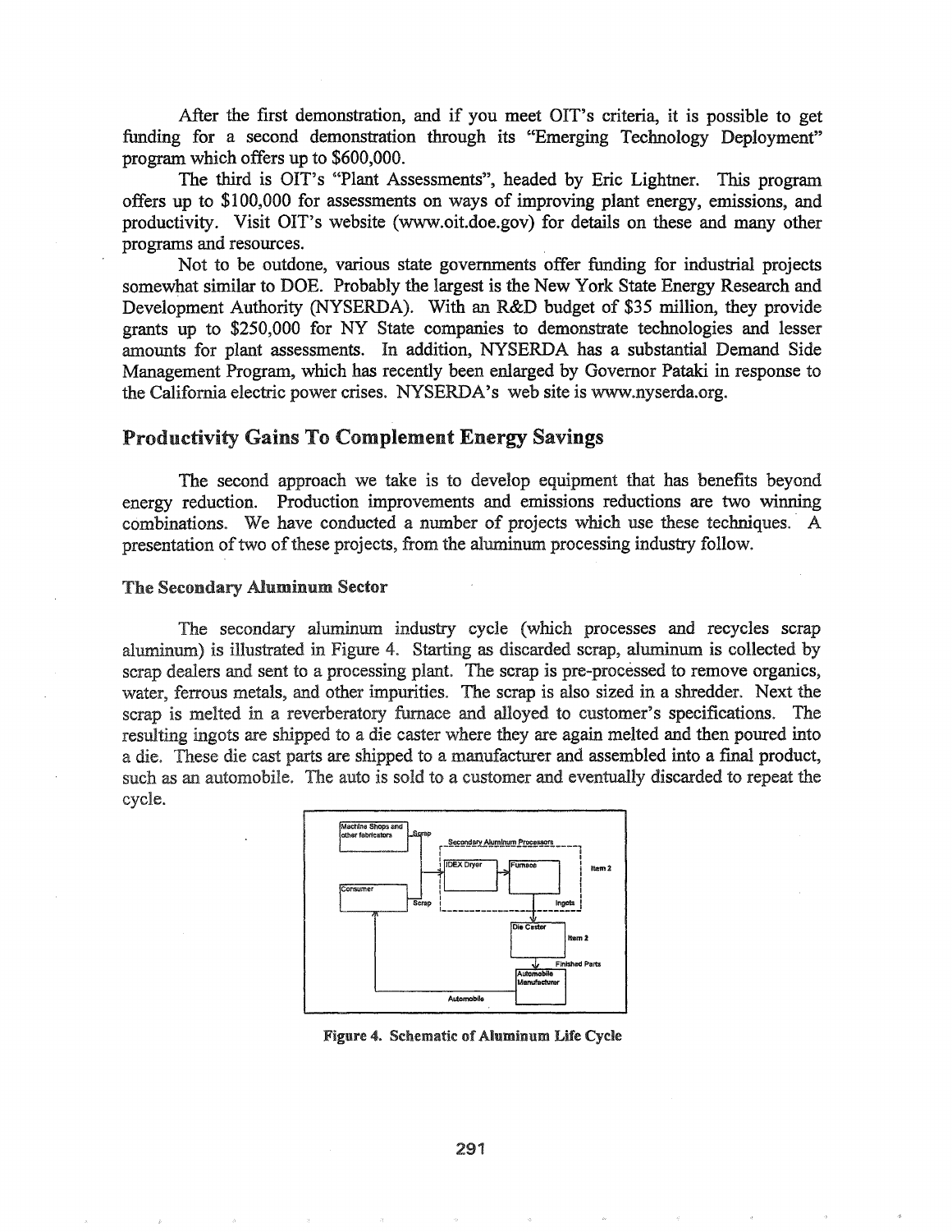After the first demonstration, and if you meet OIT's criteria, it is possible to get funding for a second demonstration through its "Emerging Technology Deployment" program which offers up to $600,000.

The third is OIT's "Plant Assessments", headed by Eric Lightner. This program offers up to $100,000 for assessments on ways of improving plant energy, emissions, and productivity. Visit OIT's website (www.oit.doe.gov) for details on these and many other programs and resources.

Not to be outdone, various state governments offer funding for industrial projects somewhat similar to DOE. Probably the largest is the New York State Energy Research and Development Authority (NYSERDA). With an R&D budget of $35 million, they provide grants up to $250,000 for NY State companies to demonstrate technologies and lesser amounts for plant assessments. In addition, NYSERDA has a substantial Demand Side Management Program, which has recently been enlarged by Governor Pataki in response to the California electric power crises. NYSERDA's web site is www.nyserda.org.

## Productivity Gains To Complement Energy Savings

The second approach we take is to develop equipment that has benefits beyond energy reduction. Production improvements and emissions reductions are two winning combinations. We have conducted a number of projects which use these techniques. A presentation of two of these projects, from the aluminum processing industry follow.

### The Secondary Aluminum Sector

The secondary aluminum industry cycle (which processes and recycles scrap aluminum) is illustrated in Figure 4. Starting as discarded scrap, aluminum is collected by scrap dealers and sent to a processing plant. The scrap is pre-processed to remove organics, water, ferrous metals, and other impurities. The scrap is also sized in a shredder. Next the scrap is melted in a reverberatory furnace and alloyed to customer's specifications. The resulting ingots are shipped to a die caster where they are again melted and then poured into a die. These die cast parts are shipped to a manufacturer and assembled into a final product, such as an automobile. The auto is sold to a customer and eventually discarded to repeat the cycle.

Machine Shops and other fabricators
Scrap
Secondary Aluminum Processors
IDEX Dryer
Furnace
Item 2
Consumer
Scrap
Ingots
Die Caster
Item 2
Finished Parts
Automobile Manufacturer
Automobile

**Figure 4. Schematic of Aluminum Life Cycle**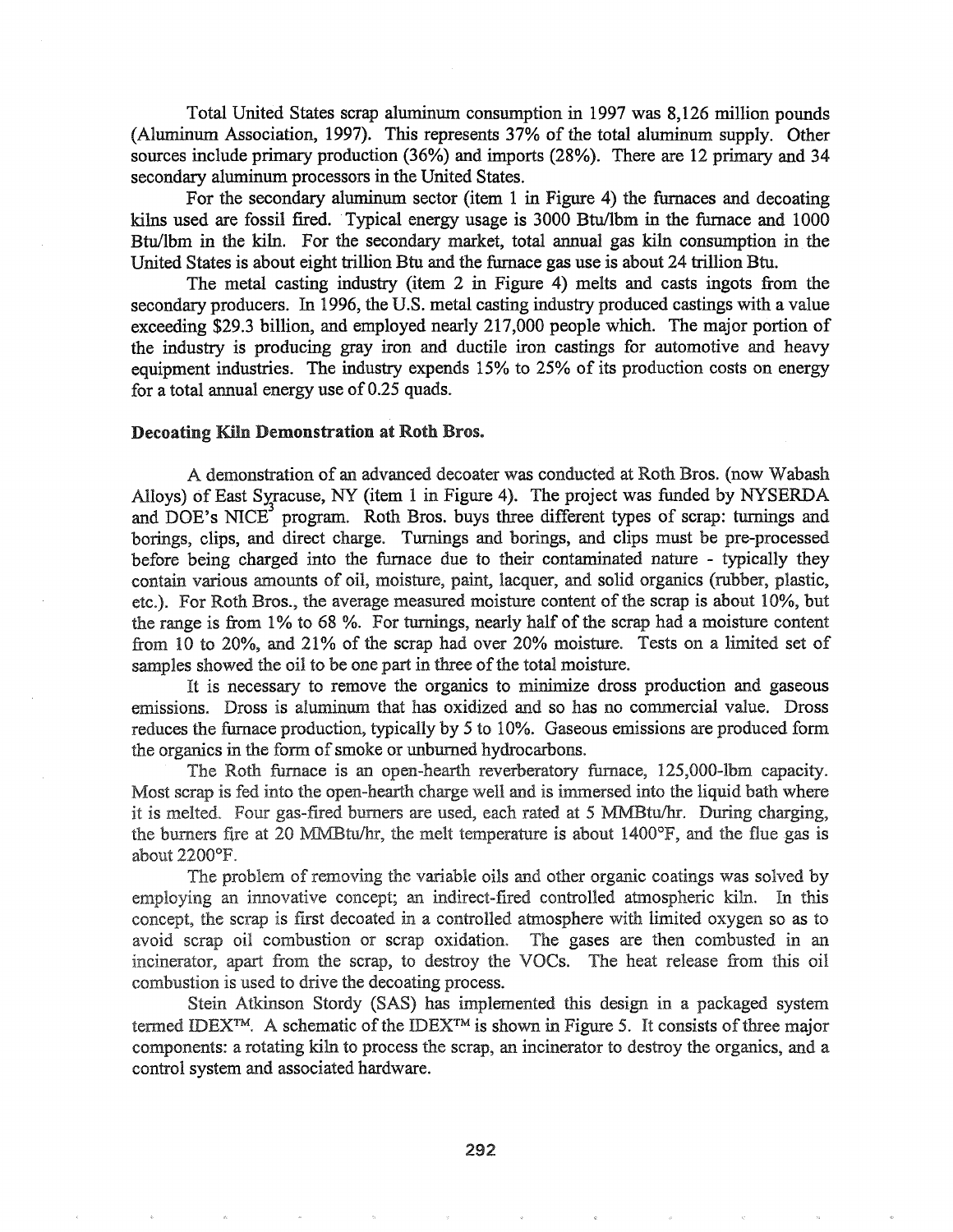Total United States scrap aluminum consumption in 1997 was 8,126 million pounds (Aluminum Association, 1997). This represents 37% of the total aluminum supply. Other sources include primary production (36%) and imports (28%). There are 12 primary and 34 secondary aluminum processors in the United States.

For the secondary aluminum sector (item 1 in Figure 4) the furnaces and decoating kilns used are fossil fired. Typical energy usage is 3000 Btu/lbm in the furnace and 1000 Btu/lbm in the kiln. For the secondary market, total annual gas kiln consumption in the United States is about eight trillion Btu and the furnace gas use is about 24 trillion Btu.

The metal casting industry (item 2 in Figure 4) melts and casts ingots from the secondary producers. In 1996, the U.S. metal casting industry produced castings with a value exceeding $29.3 billion, and employed nearly 217,000 people which. The major portion of the industry is producing gray iron and ductile iron castings for automotive and heavy equipment industries. The industry expends 15% to 25% of its production costs on energy for a total annual energy use of 0.25 quads.

**Decoating Kiln Demonstration at Roth Bros.**

A demonstration of an advanced decoater was conducted at Roth Bros. (now Wabash Alloys) of East Syracuse, NY (item 1 in Figure 4). The project was funded by NYSERDA and DOE's NICE[3] program. Roth Bros. buys three different types of scrap: turnings and borings, clips, and direct charge. Turnings and borings, and clips must be pre-processed before being charged into the furnace due to their contaminated nature - typically they contain various amounts of oil, moisture, paint, lacquer, and solid organics (rubber, plastic, etc.). For Roth Bros., the average measured moisture content of the scrap is about 10%, but the range is from 1% to 68 %. For turnings, nearly half of the scrap had a moisture content from 10 to 20%, and 21% of the scrap had over 20% moisture. Tests on a limited set of samples showed the oil to be one part in three of the total moisture.

It is necessary to remove the organics to minimize dross production and gaseous emissions. Dross is aluminum that has oxidized and so has no commercial value. Dross reduces the furnace production, typically by 5 to 10%. Gaseous emissions are produced form the organics in the form of smoke or unburned hydrocarbons.

The Roth furnace is an open-hearth reverberatory furnace, 125,000-lbm capacity. Most scrap is fed into the open-hearth charge well and is immersed into the liquid bath where it is melted. Four gas-fired burners are used, each rated at 5 MMBtu/hr. During charging, the burners fire at 20 MMBtu/hr, the melt temperature is about 1400°F, and the flue gas is about 2200°F.

The problem of removing the variable oils and other organic coatings was solved by employing an innovative concept; an indirect-fired controlled atmospheric kiln. In this concept, the scrap is first decoated in a controlled atmosphere with limited oxygen so as to avoid scrap oil combustion or scrap oxidation. The gases are then combusted in an incinerator, apart from the scrap, to destroy the VOCs. The heat release from this oil combustion is used to drive the decoating process.

Stein Atkinson Stordy (SAS) has implemented this design in a packaged system termed IDEX™. A schematic of the IDEX™ is shown in Figure 5. It consists of three major components: a rotating kiln to process the scrap, an incinerator to destroy the organics, and a control system and associated hardware.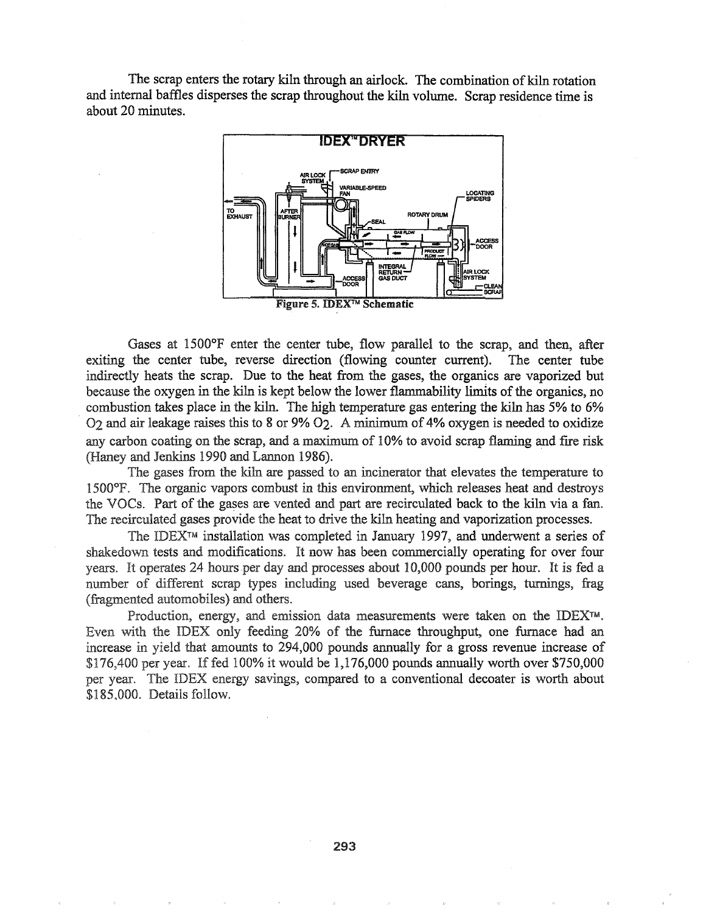The scrap enters the rotary kiln through an airlock. The combination of kiln rotation and internal baffles disperses the scrap throughout the kiln volume. Scrap residence time is about 20 minutes.

IDEX™ DRYER

AIR LOCK SYSTEM

SCRAP ENTRY

VARIABLE-SPEED FAN

LOCATING SPIDERS

TO EXHAUST

AFTER BURNER

ROTARY DRUM

SEAL

GAS FLOW

HOT GAS

ACCESS DOOR

PRODUCT FLOW

INTEGRAL RETURN GAS DUCT

ACCESS DOOR

AIR LOCK SYSTEM

CLEAN SCRAP

Figure 5. IDEX™ Schematic

Gases at 1500°F enter the center tube, flow parallel to the scrap, and then, after exiting the center tube, reverse direction (flowing counter current). The center tube indirectly heats the scrap. Due to the heat from the gases, the organics are vaporized but because the oxygen in the kiln is kept below the lower flammability limits of the organics, no combustion takes place in the kiln. The high temperature gas entering the kiln has 5% to 6% $O_2$ and air leakage raises this to 8 or 9% $O_2$. A minimum of 4% oxygen is needed to oxidize any carbon coating on the scrap, and a maximum of 10% to avoid scrap flaming and fire risk (Haney and Jenkins 1990 and Lannon 1986).

The gases from the kiln are passed to an incinerator that elevates the temperature to 1500°F. The organic vapors combust in this environment, which releases heat and destroys the VOCs. Part of the gases are vented and part are recirculated back to the kiln via a fan. The recirculated gases provide the heat to drive the kiln heating and vaporization processes.

The IDEX™ installation was completed in January 1997, and underwent a series of shakedown tests and modifications. It now has been commercially operating for over four years. It operates 24 hours per day and processes about 10,000 pounds per hour. It is fed a number of different scrap types including used beverage cans, borings, turnings, frag (fragmented automobiles) and others.

Production, energy, and emission data measurements were taken on the IDEX™. Even with the IDEX only feeding 20% of the furnace throughput, one furnace had an increase in yield that amounts to 294,000 pounds annually for a gross revenue increase of $176,400 per year. If fed 100% it would be 1,176,000 pounds annually worth over $750,000 per year. The IDEX energy savings, compared to a conventional decoater is worth about $185,000. Details follow.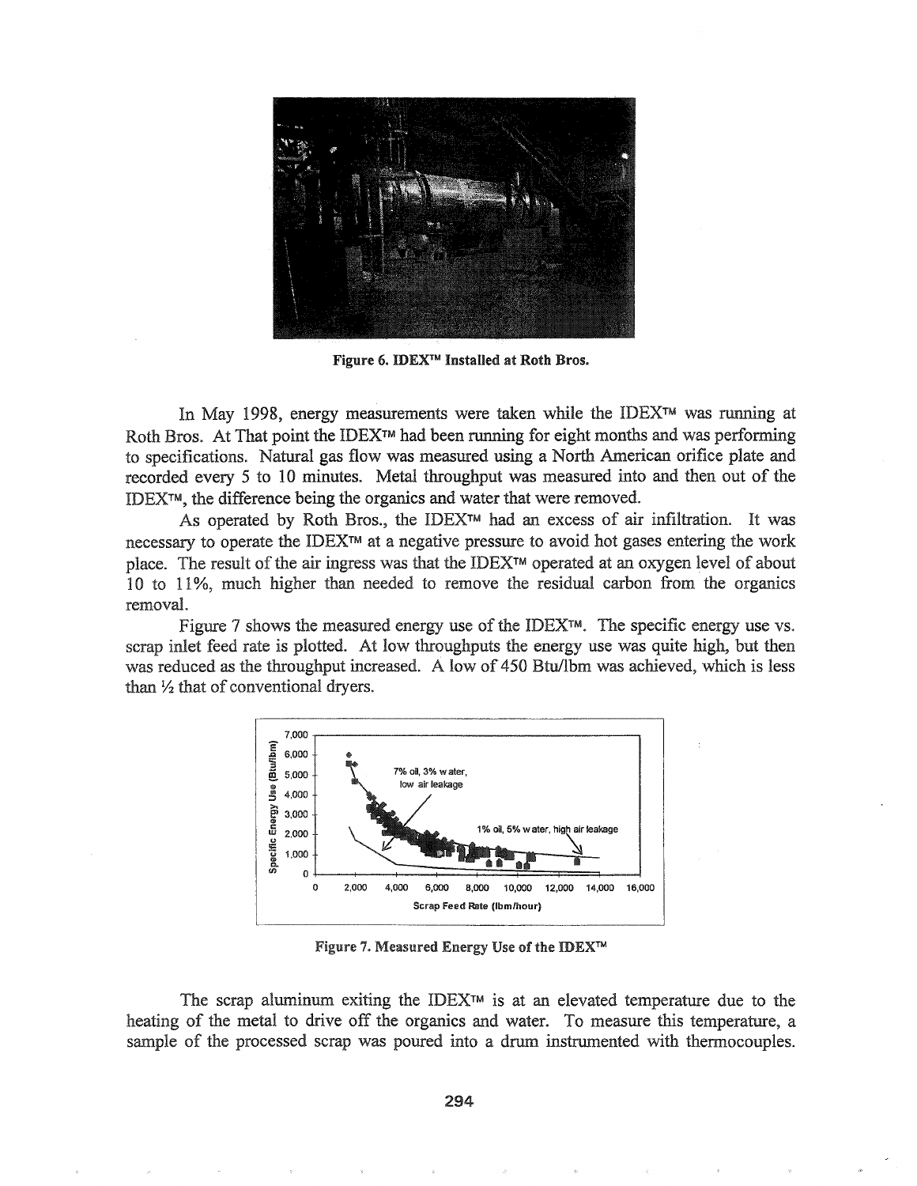Figure 6. IDEX™ Installed at Roth Bros.

In May 1998, energy measurements were taken while the IDEX™ was running at Roth Bros. At That point the IDEX™ had been running for eight months and was performing to specifications. Natural gas flow was measured using a North American orifice plate and recorded every 5 to 10 minutes. Metal throughput was measured into and then out of the IDEX™, the difference being the organics and water that were removed.

As operated by Roth Bros., the IDEX™ had an excess of air infiltration. It was necessary to operate the IDEX™ at a negative pressure to avoid hot gases entering the work place. The result of the air ingress was that the IDEX™ operated at an oxygen level of about 10 to 11%, much higher than needed to remove the residual carbon from the organics removal.

Figure 7 shows the measured energy use of the IDEX™. The specific energy use vs. scrap inlet feed rate is plotted. At low throughputs the energy use was quite high, but then was reduced as the throughput increased. A low of 450 Btu/lbm was achieved, which is less than ½ that of conventional dryers.

Specific Energy Use (Btu/lbm)
7,000
6,000
5,000
4,000
3,000
2,000
1,000
0
0 2,000 4,000 6,000 8,000 10,000 12,000 14,000 16,000
Scrap Feed Rate (lbm/hour)
7% oil, 3% water, low air leakage
1% oil, 5% water, high air leakage

Figure 7. Measured Energy Use of the IDEX™

The scrap aluminum exiting the IDEX™ is at an elevated temperature due to the heating of the metal to drive off the organics and water. To measure this temperature, a sample of the processed scrap was poured into a drum instrumented with thermocouples.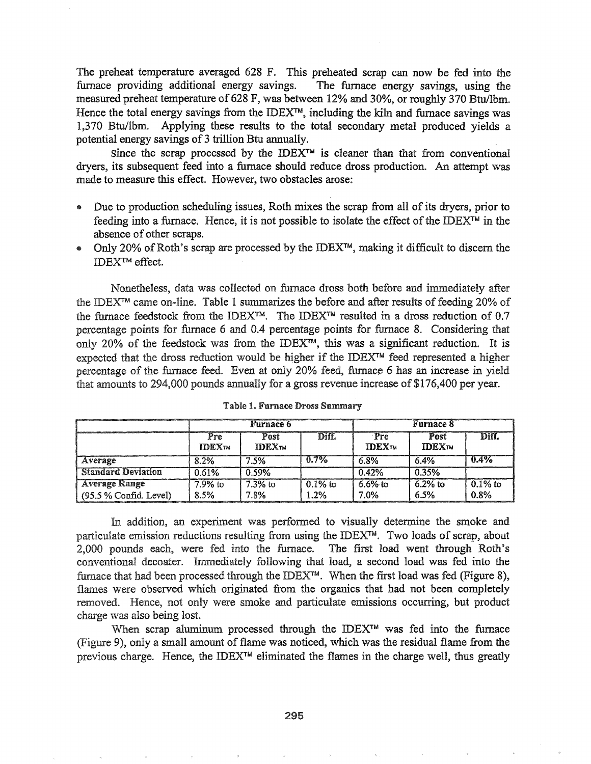The preheat temperature averaged 628 F. This preheated scrap can now be fed into the furnace providing additional energy savings. The furnace energy savings, using the measured preheat temperature of 628 F, was between 12% and 30%, or roughly 370 Btu/lbm. Hence the total energy savings from the IDEX™, including the kiln and furnace savings was 1,370 Btu/lbm. Applying these results to the total secondary metal produced yields a potential energy savings of 3 trillion Btu annually.

Since the scrap processed by the IDEX™ is cleaner than that from conventional dryers, its subsequent feed into a furnace should reduce dross production. An attempt was made to measure this effect. However, two obstacles arose:

- Due to production scheduling issues, Roth mixes the scrap from all of its dryers, prior to feeding into a furnace. Hence, it is not possible to isolate the effect of the IDEX™ in the absence of other scraps.
- Only 20% of Roth's scrap are processed by the IDEX™, making it difficult to discern the IDEX™ effect.

Nonetheless, data was collected on furnace dross both before and immediately after the IDEX™ came on-line. Table 1 summarizes the before and after results of feeding 20% of the furnace feedstock from the IDEX™. The IDEX™ resulted in a dross reduction of 0.7 percentage points for furnace 6 and 0.4 percentage points for furnace 8. Considering that only 20% of the feedstock was from the IDEX™, this was a significant reduction. It is expected that the dross reduction would be higher if the IDEX™ feed represented a higher percentage of the furnace feed. Even at only 20% feed, furnace 6 has an increase in yield that amounts to 294,000 pounds annually for a gross revenue increase of $176,400 per year.

**Table 1. Furnace Dross Summary**

| | Furnace 6 | | | Furnace 8 | | |
|---|---|---|---|---|---|---|
| | Pre IDEX™ | Post IDEX™ | Diff. | Pre IDEX™ | Post IDEX™ | Diff. |
| Average | 8.2% | 7.5% | 0.7% | 6.8% | 6.4% | 0.4% |
| Standard Deviation | 0.61% | 0.59% | | 0.42% | 0.35% | |
| Average Range (95.5 % Confid. Level) | 7.9% to 8.5% | 7.3% to 7.8% | 0.1% to 1.2% | 6.6% to 7.0% | 6.2% to 6.5% | 0.1% to 0.8% |

In addition, an experiment was performed to visually determine the smoke and particulate emission reductions resulting from using the IDEX™. Two loads of scrap, about 2,000 pounds each, were fed into the furnace. The first load went through Roth's conventional decoater. Immediately following that load, a second load was fed into the furnace that had been processed through the IDEX™. When the first load was fed (Figure 8), flames were observed which originated from the organics that had not been completely removed. Hence, not only were smoke and particulate emissions occurring, but product charge was also being lost.

When scrap aluminum processed through the IDEX™ was fed into the furnace (Figure 9), only a small amount of flame was noticed, which was the residual flame from the previous charge. Hence, the IDEX™ eliminated the flames in the charge well, thus greatly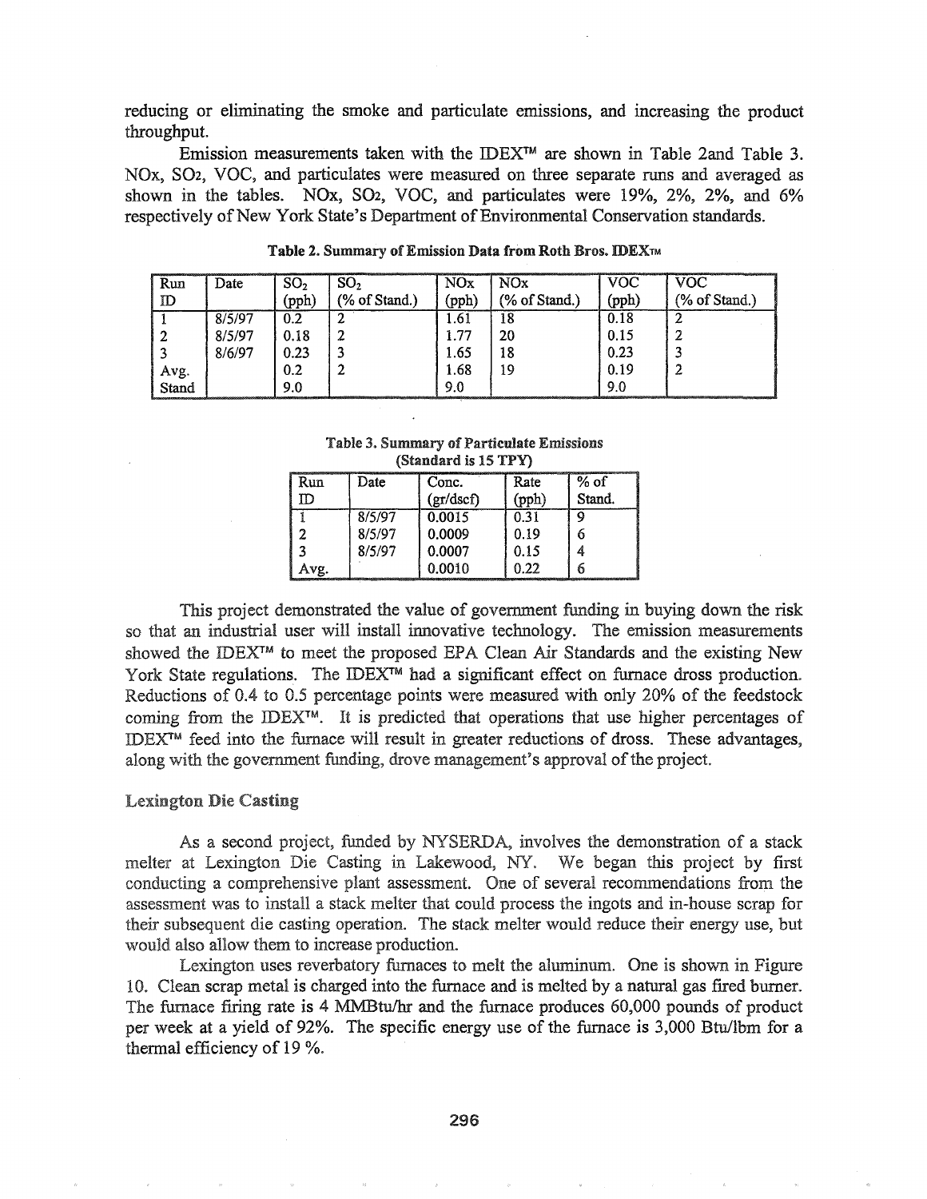reducing or eliminating the smoke and particulate emissions, and increasing the product throughput.

Emission measurements taken with the IDEX™ are shown in Table 2and Table 3. NOx, $SO_2$, VOC, and particulates were measured on three separate runs and averaged as shown in the tables. NOx, $SO_2$, VOC, and particulates were 19%, 2%, 2%, and 6% respectively of New York State's Department of Environmental Conservation standards.

**Table 2. Summary of Emission Data from Roth Bros. IDEX™**

| Run ID | Date | $SO_2$ (pph) | $SO_2$ (% of Stand.) | NOx (pph) | NOx (% of Stand.) | VOC (pph) | VOC (% of Stand.) |
|---|---|---|---|---|---|---|---|
| 1 | 8/5/97 | 0.2 | 2 | 1.61 | 18 | 0.18 | 2 |
| 2 | 8/5/97 | 0.18 | 2 | 1.77 | 20 | 0.15 | 2 |
| 3 | 8/6/97 | 0.23 | 3 | 1.65 | 18 | 0.23 | 3 |
| Avg. | | 0.2 | 2 | 1.68 | 19 | 0.19 | 2 |
| Stand | | 9.0 | | 9.0 | | 9.0 | |

**Table 3. Summary of Particulate Emissions (Standard is 15 TPY)**

| Run ID | Date | Conc. (gr/dscf) | Rate (pph) | % of Stand. |
|---|---|---|---|---|
| 1 | 8/5/97 | 0.0015 | 0.31 | 9 |
| 2 | 8/5/97 | 0.0009 | 0.19 | 6 |
| 3 | 8/5/97 | 0.0007 | 0.15 | 4 |
| Avg. | | 0.0010 | 0.22 | 6 |

This project demonstrated the value of government funding in buying down the risk so that an industrial user will install innovative technology. The emission measurements showed the IDEX™ to meet the proposed EPA Clean Air Standards and the existing New York State regulations. The IDEX™ had a significant effect on furnace dross production. Reductions of 0.4 to 0.5 percentage points were measured with only 20% of the feedstock coming from the IDEX™. It is predicted that operations that use higher percentages of IDEX™ feed into the furnace will result in greater reductions of dross. These advantages, along with the government funding, drove management's approval of the project.

### Lexington Die Casting

As a second project, funded by NYSERDA, involves the demonstration of a stack melter at Lexington Die Casting in Lakewood, NY. We began this project by first conducting a comprehensive plant assessment. One of several recommendations from the assessment was to install a stack melter that could process the ingots and in-house scrap for their subsequent die casting operation. The stack melter would reduce their energy use, but would also allow them to increase production.

Lexington uses reverbatory furnaces to melt the aluminum. One is shown in Figure 10. Clean scrap metal is charged into the furnace and is melted by a natural gas fired burner. The furnace firing rate is 4 MMBtu/hr and the furnace produces 60,000 pounds of product per week at a yield of 92%. The specific energy use of the furnace is 3,000 Btu/lbm for a thermal efficiency of 19 %.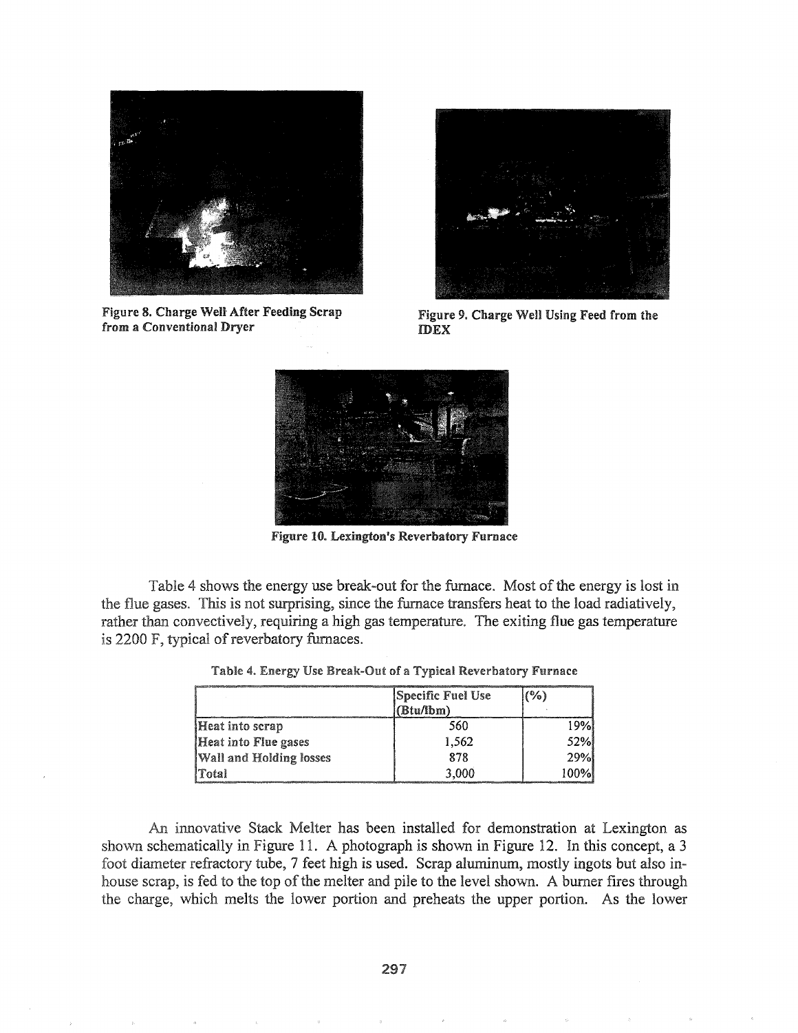Figure 8. Charge Well After Feeding Scrap from a Conventional Dryer

Figure 9. Charge Well Using Feed from the IDEX

Figure 10. Lexington's Reverbatory Furnace

Table 4 shows the energy use break-out for the furnace. Most of the energy is lost in the flue gases. This is not surprising, since the furnace transfers heat to the load radiatively, rather than convectively, requiring a high gas temperature. The exiting flue gas temperature is 2200 F, typical of reverbatory furnaces.

Table 4. Energy Use Break-Out of a Typical Reverbatory Furnace

| | Specific Fuel Use (Btu/lbm) | (%) |
|---|---|---|
| Heat into scrap | 560 | 19% |
| Heat into Flue gases | 1,562 | 52% |
| Wall and Holding losses | 878 | 29% |
| Total | 3,000 | 100% |

An innovative Stack Melter has been installed for demonstration at Lexington as shown schematically in Figure 11. A photograph is shown in Figure 12. In this concept, a 3 foot diameter refractory tube, 7 feet high is used. Scrap aluminum, mostly ingots but also in-house scrap, is fed to the top of the melter and pile to the level shown. A burner fires through the charge, which melts the lower portion and preheats the upper portion. As the lower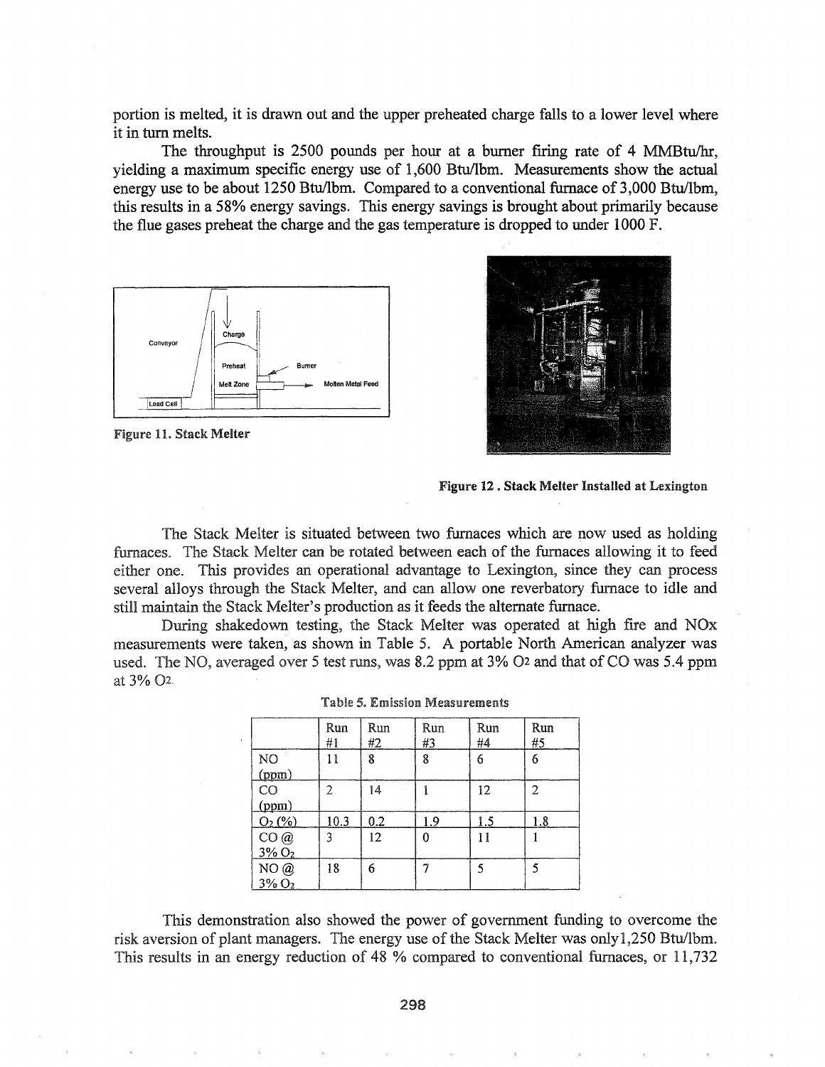portion is melted, it is drawn out and the upper preheated charge falls to a lower level where it in turn melts.

The throughput is 2500 pounds per hour at a burner firing rate of 4 MMBtu/hr, yielding a maximum specific energy use of 1,600 Btu/lbm. Measurements show the actual energy use to be about 1250 Btu/lbm. Compared to a conventional furnace of 3,000 Btu/lbm, this results in a 58% energy savings. This energy savings is brought about primarily because the flue gases preheat the charge and the gas temperature is dropped to under 1000 F.

**Figure 11. Stack Melter**

**Figure 12 . Stack Melter Installed at Lexington**

The Stack Melter is situated between two furnaces which are now used as holding furnaces. The Stack Melter can be rotated between each of the furnaces allowing it to feed either one. This provides an operational advantage to Lexington, since they can process several alloys through the Stack Melter, and can allow one reverbatory furnace to idle and still maintain the Stack Melter's production as it feeds the alternate furnace.

During shakedown testing, the Stack Melter was operated at high fire and NOx measurements were taken, as shown in Table 5. A portable North American analyzer was used. The NO, averaged over 5 test runs, was 8.2 ppm at 3% $O_2$ and that of CO was 5.4 ppm at 3% $O_2$.

**Table 5. Emission Measurements**

| | Run #1 | Run #2 | Run #3 | Run #4 | Run #5 |
|---|---|---|---|---|---|
| NO (ppm) | 11 | 8 | 8 | 6 | 6 |
| CO (ppm) | 2 | 14 | 1 | 12 | 2 |
| $O_2$ (%) | 10.3 | 0.2 | 1.9 | 1.5 | 1.8 |
| CO @ 3% $O_2$ | 3 | 12 | 0 | 11 | 1 |
| NO @ 3% $O_2$ | 18 | 6 | 7 | 5 | 5 |

This demonstration also showed the power of government funding to overcome the risk aversion of plant managers. The energy use of the Stack Melter was only1,250 Btu/lbm. This results in an energy reduction of 48 % compared to conventional furnaces, or 11,732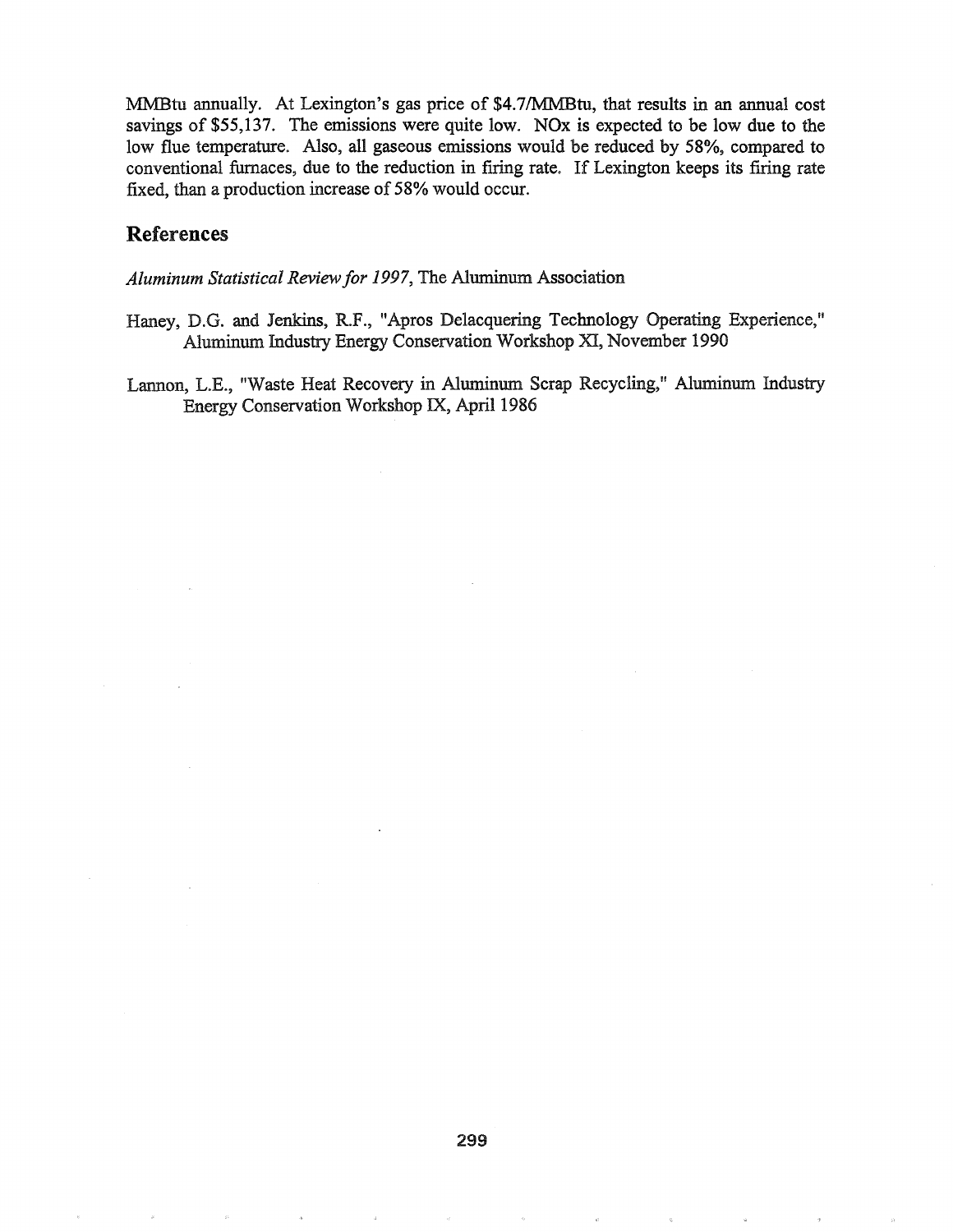MMBtu annually. At Lexington's gas price of $4.7/MMBtu, that results in an annual cost savings of $55,137. The emissions were quite low. NOx is expected to be low due to the low flue temperature. Also, all gaseous emissions would be reduced by 58%, compared to conventional furnaces, due to the reduction in firing rate. If Lexington keeps its firing rate fixed, than a production increase of 58% would occur.

## References

*Aluminum Statistical Review for 1997*, The Aluminum Association

Haney, D.G. and Jenkins, R.F., "Apros Delacquering Technology Operating Experience," Aluminum Industry Energy Conservation Workshop XI, November 1990

Lannon, L.E., "Waste Heat Recovery in Aluminum Scrap Recycling," Aluminum Industry Energy Conservation Workshop IX, April 1986